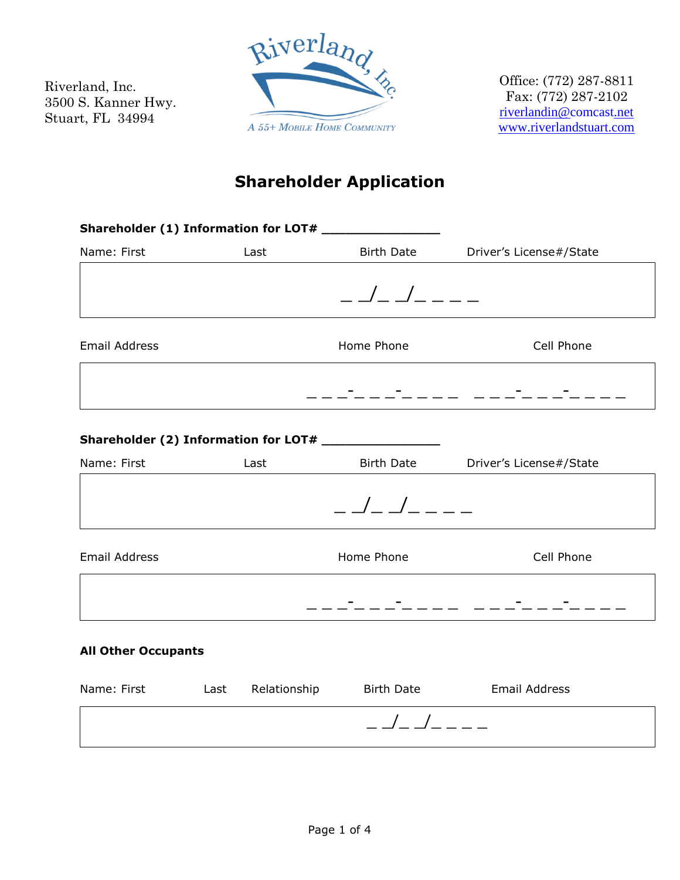Riverland, Inc.
3500 S. Kanner Hwy.
Stuart, FL 34994

Riverland, Inc.
A 55+ Mobile Home Community

Office: (772) 287-8811
Fax: (772) 287-2102
riverlandin@comcast.net
www.riverlandstuart.com

# Shareholder Application

**Shareholder (1) Information for LOT# _______________**

| Name: First | Last | Birth Date | Driver's License#/State |
|---|---|---|---|
| | | _ _/_ _/_ _ _ _ | |

| Email Address | Home Phone | Cell Phone |
|---|---|---|
| | _ _ _-_ _ _-_ _ _ _ | _ _ _-_ _ _-_ _ _ _ |

**Shareholder (2) Information for LOT# _______________**

| Name: First | Last | Birth Date | Driver's License#/State |
|---|---|---|---|
| | | _ _/_ _/_ _ _ _ | |

| Email Address | Home Phone | Cell Phone |
|---|---|---|
| | _ _ _-_ _ _-_ _ _ _ | _ _ _-_ _ _-_ _ _ _ |

**All Other Occupants**

| Name: First | Last | Relationship | Birth Date | Email Address |
|---|---|---|---|---|
| | | | _ _/_ _/_ _ _ _ | |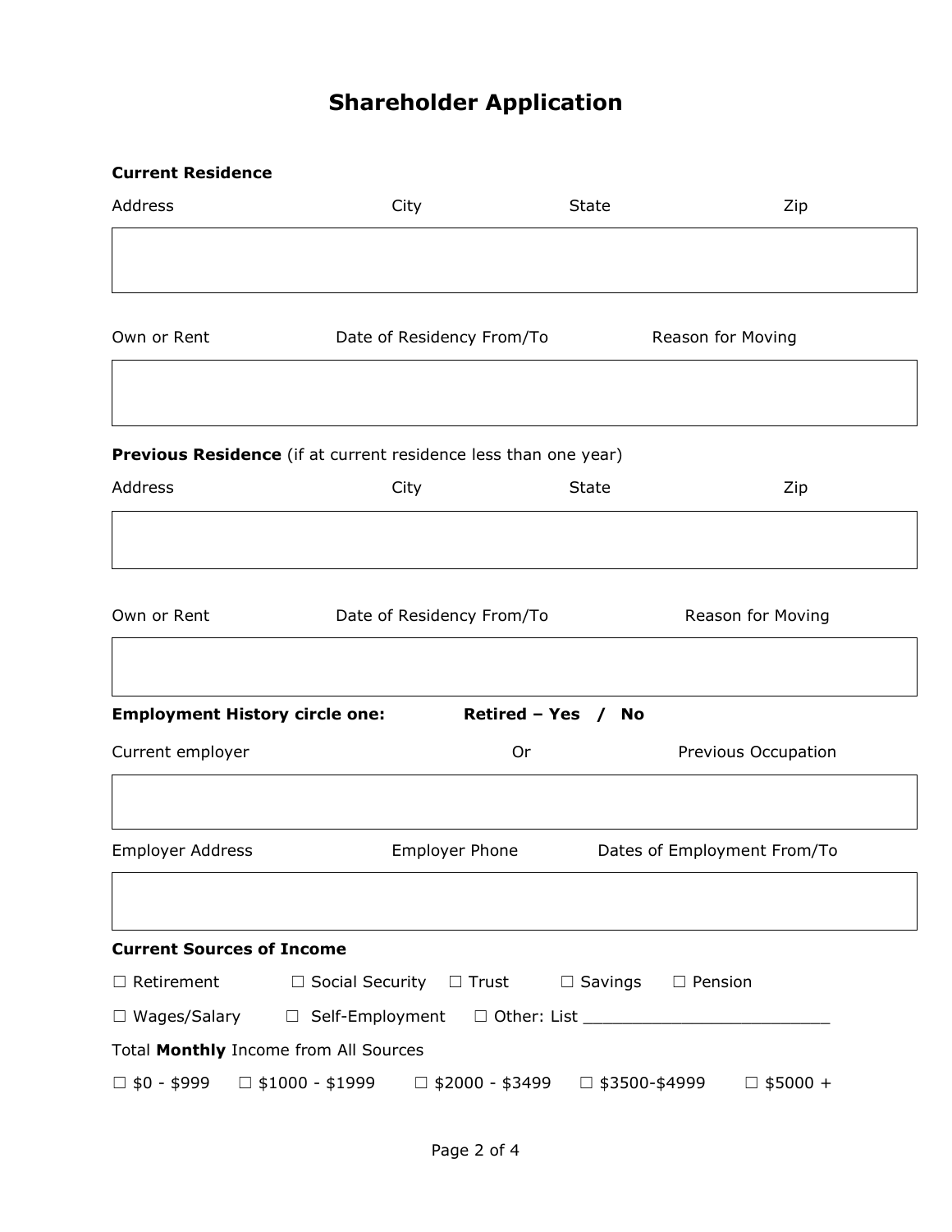# Shareholder Application

**Current Residence**

| Address | City | State | Zip |
|---|---|---|---|
| | | | |

| Own or Rent | Date of Residency From/To | Reason for Moving |
|---|---|---|
| | | |

**Previous Residence** (if at current residence less than one year)

| Address | City | State | Zip |
|---|---|---|---|
| | | | |

| Own or Rent | Date of Residency From/To | Reason for Moving |
|---|---|---|
| | | |

**Employment History circle one:** **Retired – Yes / No**

| Current employer | Or | Previous Occupation |
|---|---|---|
| | | |

| Employer Address | Employer Phone | Dates of Employment From/To |
|---|---|---|
| | | |

**Current Sources of Income**

☐ Retirement ☐ Social Security ☐ Trust ☐ Savings ☐ Pension

☐ Wages/Salary ☐ Self-Employment ☐ Other: List ________________________

Total **Monthly** Income from All Sources

☐ $0 - $999 ☐ $1000 - $1999 ☐ $2000 - $3499 ☐ $3500-$4999 ☐ $5000 +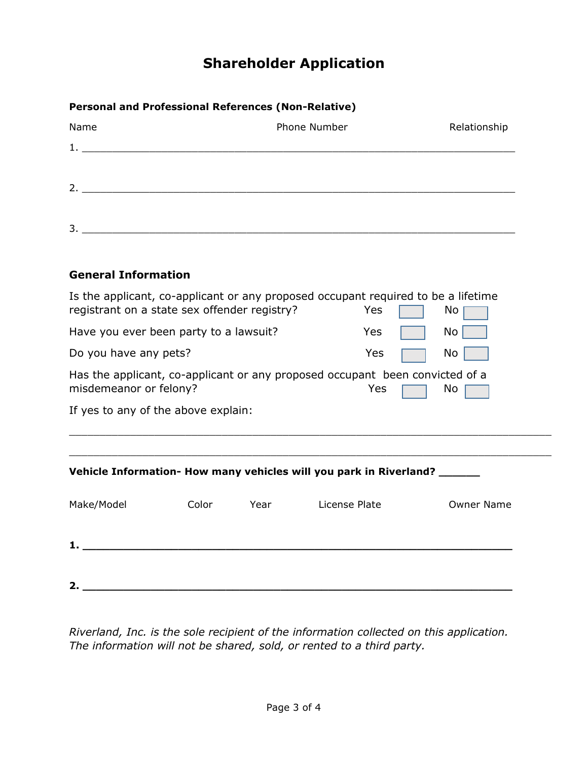# Shareholder Application

**Personal and Professional References (Non-Relative)**

| Name | Phone Number | Relationship |
|---|---|---|
| 1. | | |
| 2. | | |
| 3. | | |

## General Information

Is the applicant, co-applicant or any proposed occupant required to be a lifetime registrant on a state sex offender registry? Yes ☐ No ☐

Have you ever been party to a lawsuit? Yes ☐ No ☐

Do you have any pets? Yes ☐ No ☐

Has the applicant, co-applicant or any proposed occupant been convicted of a misdemeanor or felony? Yes ☐ No ☐

If yes to any of the above explain:

_______________________________________________________________________________

_______________________________________________________________________________

**Vehicle Information- How many vehicles will you park in Riverland? ______**

| Make/Model | Color | Year | License Plate | Owner Name |
|---|---|---|---|---|
| **1.** | | | | |
| **2.** | | | | |

*Riverland, Inc. is the sole recipient of the information collected on this application. The information will not be shared, sold, or rented to a third party.*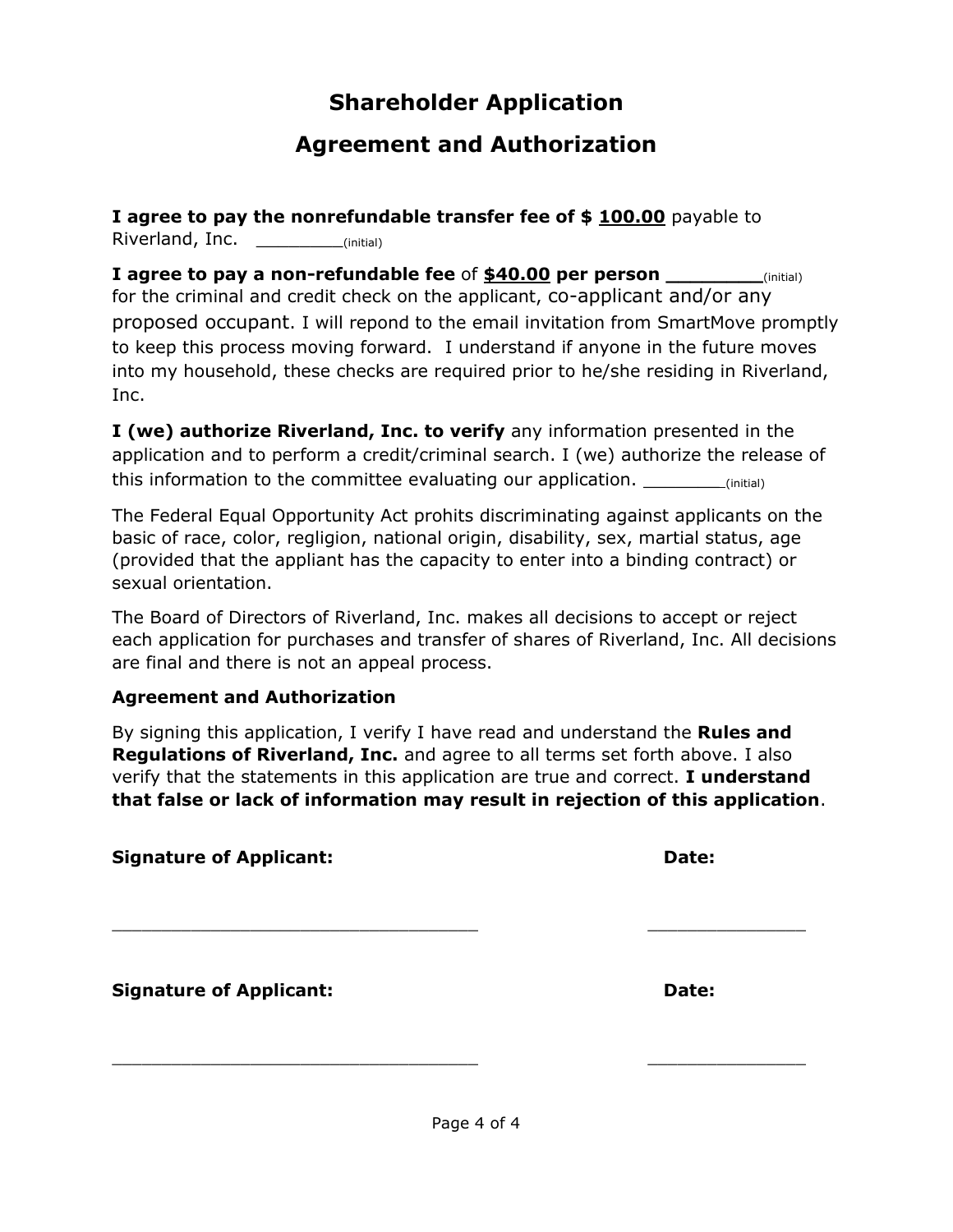# Shareholder Application

## Agreement and Authorization

**I agree to pay the nonrefundable transfer fee of $ 100.00** payable to Riverland, Inc. ________(initial)

**I agree to pay a non-refundable fee** of **$40.00 per person ________**(initial) for the criminal and credit check on the applicant, co-applicant and/or any proposed occupant. I will repond to the email invitation from SmartMove promptly to keep this process moving forward. I understand if anyone in the future moves into my household, these checks are required prior to he/she residing in Riverland, Inc.

**I (we) authorize Riverland, Inc. to verify** any information presented in the application and to perform a credit/criminal search. I (we) authorize the release of this information to the committee evaluating our application. ________(initial)

The Federal Equal Opportunity Act prohits discriminating against applicants on the basic of race, color, regligion, national origin, disability, sex, martial status, age (provided that the appliant has the capacity to enter into a binding contract) or sexual orientation.

The Board of Directors of Riverland, Inc. makes all decisions to accept or reject each application for purchases and transfer of shares of Riverland, Inc. All decisions are final and there is not an appeal process.

**Agreement and Authorization**

By signing this application, I verify I have read and understand the **Rules and Regulations of Riverland, Inc.** and agree to all terms set forth above. I also verify that the statements in this application are true and correct. **I understand that false or lack of information may result in rejection of this application**.

**Signature of Applicant:** ________________________________ **Date:** ______________

**Signature of Applicant:** ________________________________ **Date:** ______________